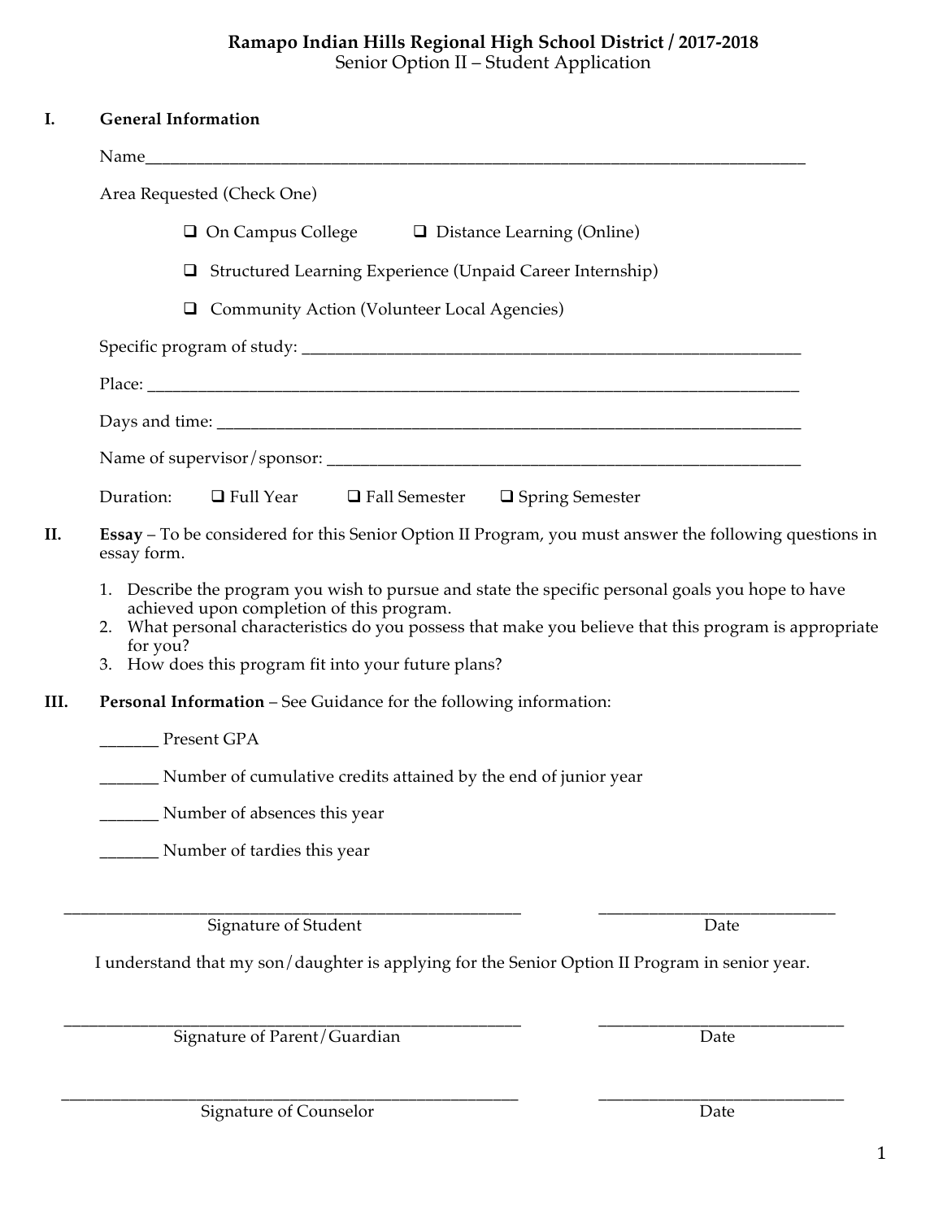**Ramapo Indian Hills Regional High School District / 2017-2018**
Senior Option II – Student Application

## I. General Information

Name_______________________________________________________________________________

Area Requested (Check One)

- ❑ On Campus College ❑ Distance Learning (Online)
- ❑ Structured Learning Experience (Unpaid Career Internship)
- ❑ Community Action (Volunteer Local Agencies)

Specific program of study: ______________________________________________________________

Place: __________________________________________________________________________________

Days and time: ___________________________________________________________________________

Name of supervisor/sponsor: ______________________________________________________________

Duration: ❑ Full Year ❑ Fall Semester ❑ Spring Semester

## II. Essay – To be considered for this Senior Option II Program, you must answer the following questions in essay form.

1. Describe the program you wish to pursue and state the specific personal goals you hope to have achieved upon completion of this program.
2. What personal characteristics do you possess that make you believe that this program is appropriate for you?
3. How does this program fit into your future plans?

## III. Personal Information – See Guidance for the following information:

_______ Present GPA

_______ Number of cumulative credits attained by the end of junior year

_______ Number of absences this year

_______ Number of tardies this year

_______________________________________________________ ____________________________
Signature of Student Date

I understand that my son/daughter is applying for the Senior Option II Program in senior year.

_______________________________________________________ ____________________________
Signature of Parent/Guardian Date

_______________________________________________________ ____________________________
Signature of Counselor Date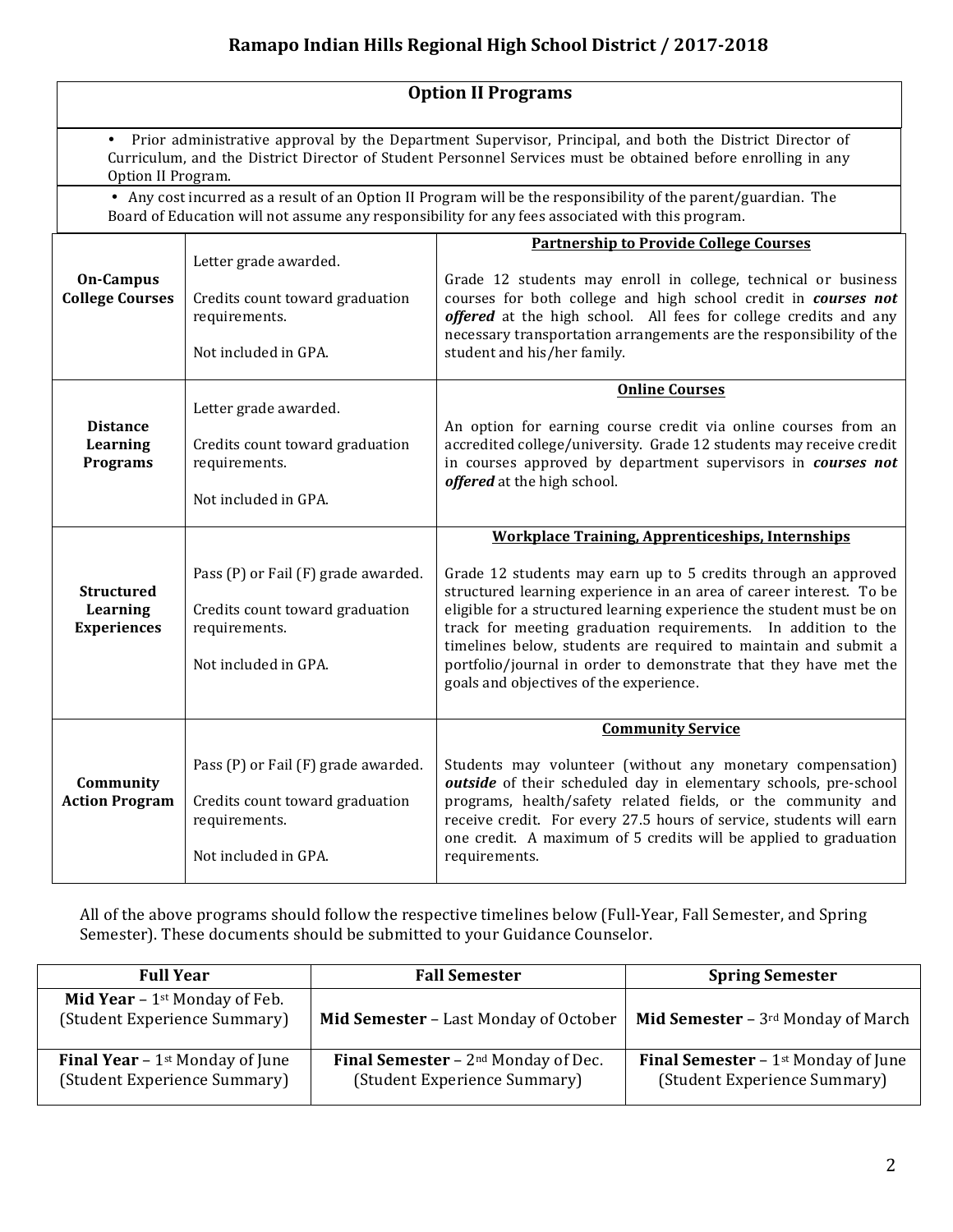## Ramapo Indian Hills Regional High School District / 2017-2018

### Option II Programs

- Prior administrative approval by the Department Supervisor, Principal, and both the District Director of Curriculum, and the District Director of Student Personnel Services must be obtained before enrolling in any Option II Program.
- Any cost incurred as a result of an Option II Program will be the responsibility of the parent/guardian. The Board of Education will not assume any responsibility for any fees associated with this program.

| | | |
|---|---|---|
| **On-Campus College Courses** | Letter grade awarded.<br><br>Credits count toward graduation requirements.<br><br>Not included in GPA. | **<u>Partnership to Provide College Courses</u>**<br><br>Grade 12 students may enroll in college, technical or business courses for both college and high school credit in ***courses not offered*** at the high school. All fees for college credits and any necessary transportation arrangements are the responsibility of the student and his/her family. |
| **Distance Learning Programs** | Letter grade awarded.<br><br>Credits count toward graduation requirements.<br><br>Not included in GPA. | **<u>Online Courses</u>**<br><br>An option for earning course credit via online courses from an accredited college/university. Grade 12 students may receive credit in courses approved by department supervisors in ***courses not offered*** at the high school. |
| **Structured Learning Experiences** | Pass (P) or Fail (F) grade awarded.<br><br>Credits count toward graduation requirements.<br><br>Not included in GPA. | **<u>Workplace Training, Apprenticeships, Internships</u>**<br><br>Grade 12 students may earn up to 5 credits through an approved structured learning experience in an area of career interest. To be eligible for a structured learning experience the student must be on track for meeting graduation requirements. In addition to the timelines below, students are required to maintain and submit a portfolio/journal in order to demonstrate that they have met the goals and objectives of the experience. |
| **Community Action Program** | Pass (P) or Fail (F) grade awarded.<br><br>Credits count toward graduation requirements.<br><br>Not included in GPA. | **<u>Community Service</u>**<br><br>Students may volunteer (without any monetary compensation) ***outside*** of their scheduled day in elementary schools, pre-school programs, health/safety related fields, or the community and receive credit. For every 27.5 hours of service, students will earn one credit. A maximum of 5 credits will be applied to graduation requirements. |

All of the above programs should follow the respective timelines below (Full-Year, Fall Semester, and Spring Semester). These documents should be submitted to your Guidance Counselor.

| Full Year | Fall Semester | Spring Semester |
|---|---|---|
| **Mid Year** – 1st Monday of Feb. (Student Experience Summary) | **Mid Semester** – Last Monday of October | **Mid Semester** – 3rd Monday of March |
| **Final Year** – 1st Monday of June (Student Experience Summary) | **Final Semester** – 2nd Monday of Dec. (Student Experience Summary) | **Final Semester** – 1st Monday of June (Student Experience Summary) |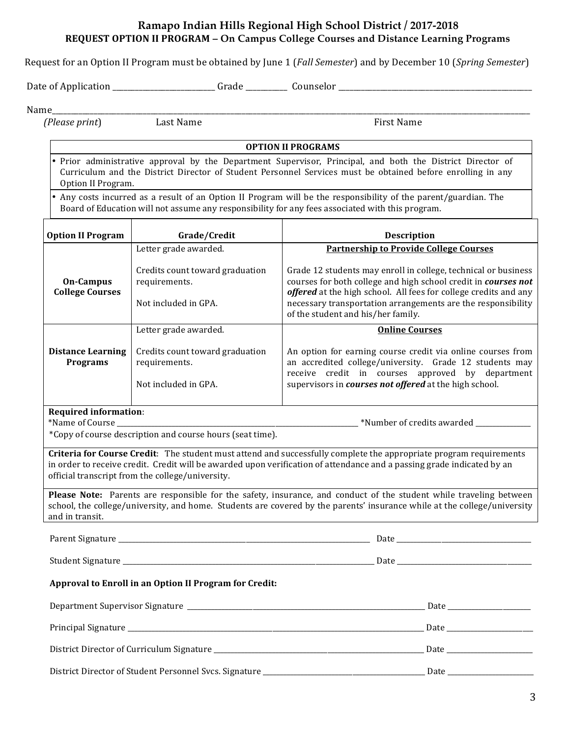## Ramapo Indian Hills Regional High School District / 2017-2018

### REQUEST OPTION II PROGRAM – On Campus College Courses and Distance Learning Programs

Request for an Option II Program must be obtained by June 1 (*Fall Semester*) and by December 10 (*Spring Semester*)

Date of Application ____________________ Grade __________ Counselor ____________________________________

Name____________________________________________________________________________________
(*Please print*) Last Name First Name

| OPTION II PROGRAMS |
|---|
| • Prior administrative approval by the Department Supervisor, Principal, and both the District Director of Curriculum and the District Director of Student Personnel Services must be obtained before enrolling in any Option II Program. |
| • Any costs incurred as a result of an Option II Program will be the responsibility of the parent/guardian. The Board of Education will not assume any responsibility for any fees associated with this program. |

| Option II Program | Grade/Credit | Description |
|---|---|---|
| **On-Campus College Courses** | Letter grade awarded.<br><br>Credits count toward graduation requirements.<br><br>Not included in GPA. | **Partnership to Provide College Courses**<br><br>Grade 12 students may enroll in college, technical or business courses for both college and high school credit in ***courses not offered*** at the high school. All fees for college credits and any necessary transportation arrangements are the responsibility of the student and his/her family. |
| **Distance Learning Programs** | Letter grade awarded.<br><br>Credits count toward graduation requirements.<br><br>Not included in GPA. | **Online Courses**<br><br>An option for earning course credit via online courses from an accredited college/university. Grade 12 students may receive credit in courses approved by department supervisors in ***courses not offered*** at the high school. |

**Required information**:
*Name of Course ______________________________________________ *Number of credits awarded ____________
*Copy of course description and course hours (seat time).

**Criteria for Course Credit**: The student must attend and successfully complete the appropriate program requirements in order to receive credit. Credit will be awarded upon verification of attendance and a passing grade indicated by an official transcript from the college/university.

**Please Note:** Parents are responsible for the safety, insurance, and conduct of the student while traveling between school, the college/university, and home. Students are covered by the parents' insurance while at the college/university and in transit.

Parent Signature ______________________________________________ Date ______________________

Student Signature _____________________________________________ Date ______________________

**Approval to Enroll in an Option II Program for Credit:**

Department Supervisor Signature ____________________________________ Date ______________

Principal Signature ______________________________________________ Date ______________

District Director of Curriculum Signature ______________________________ Date ______________

District Director of Student Personnel Svcs. Signature ____________________ Date ______________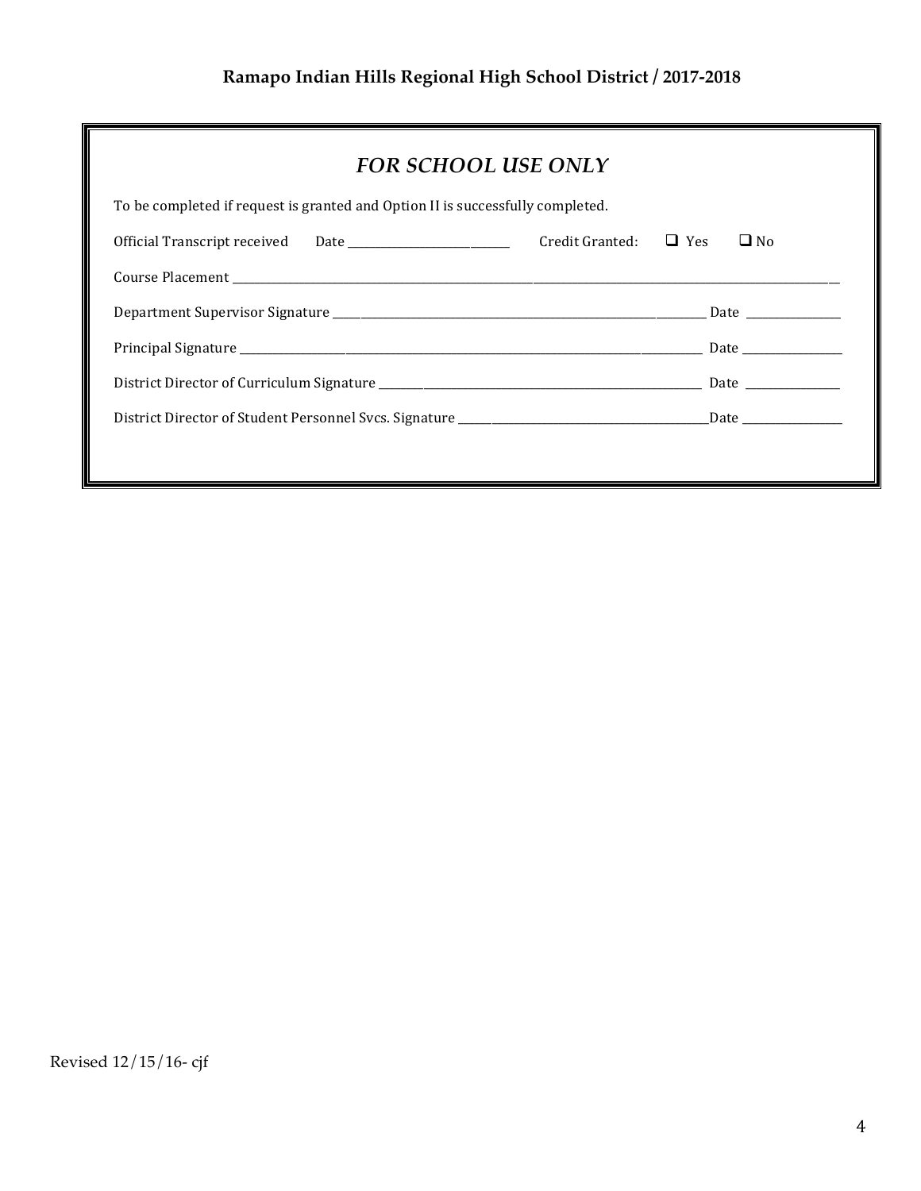## *FOR SCHOOL USE ONLY*

To be completed if request is granted and Option II is successfully completed.

Official Transcript received Date ____________________ Credit Granted: ❑ Yes ❑ No

Course Placement ________________________________________________________________

Department Supervisor Signature ______________________________________ Date __________

Principal Signature ________________________________________________ Date __________

District Director of Curriculum Signature ______________________________ Date __________

District Director of Student Personnel Svcs. Signature _____________________ Date __________

Revised 12/15/16- cjf